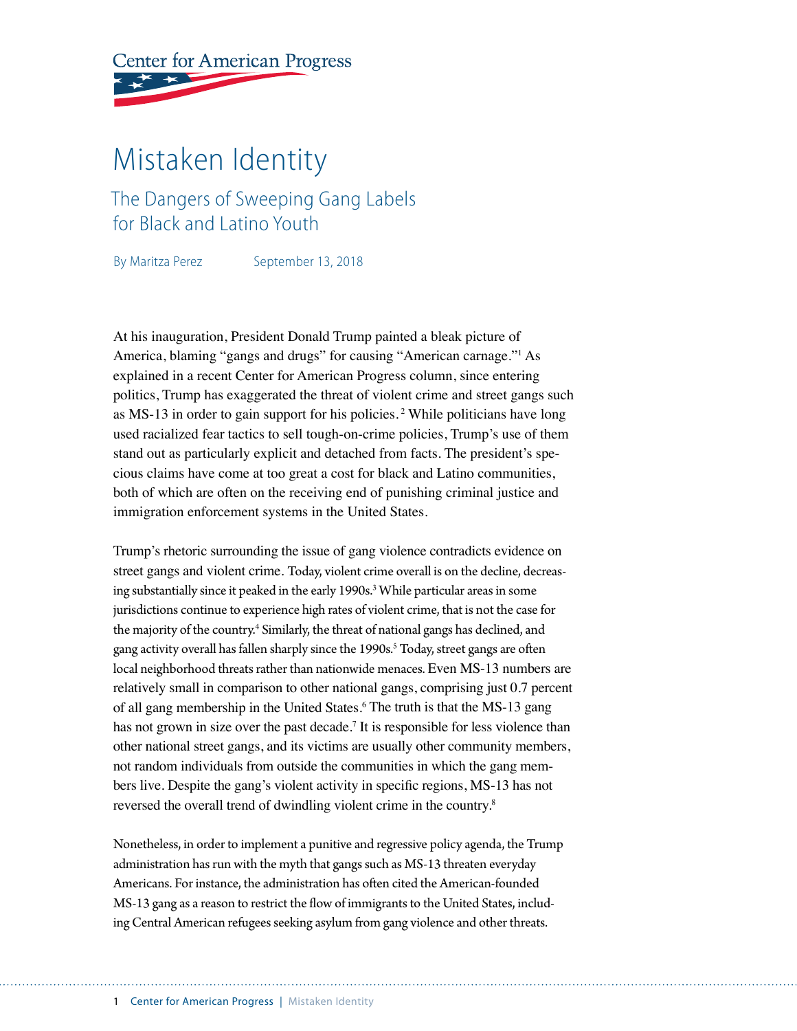Center for American Progress

# Mistaken Identity

## The Dangers of Sweeping Gang Labels for Black and Latino Youth

By Maritza Perez    September 13, 2018

At his inauguration, President Donald Trump painted a bleak picture of America, blaming "gangs and drugs" for causing "American carnage."[1] As explained in a recent Center for American Progress column, since entering politics, Trump has exaggerated the threat of violent crime and street gangs such as MS-13 in order to gain support for his policies.[2] While politicians have long used racialized fear tactics to sell tough-on-crime policies, Trump's use of them stand out as particularly explicit and detached from facts. The president's specious claims have come at too great a cost for black and Latino communities, both of which are often on the receiving end of punishing criminal justice and immigration enforcement systems in the United States.

Trump's rhetoric surrounding the issue of gang violence contradicts evidence on street gangs and violent crime. Today, violent crime overall is on the decline, decreasing substantially since it peaked in the early 1990s.[3] While particular areas in some jurisdictions continue to experience high rates of violent crime, that is not the case for the majority of the country.[4] Similarly, the threat of national gangs has declined, and gang activity overall has fallen sharply since the 1990s.[5] Today, street gangs are often local neighborhood threats rather than nationwide menaces. Even MS-13 numbers are relatively small in comparison to other national gangs, comprising just 0.7 percent of all gang membership in the United States.[6] The truth is that the MS-13 gang has not grown in size over the past decade.[7] It is responsible for less violence than other national street gangs, and its victims are usually other community members, not random individuals from outside the communities in which the gang members live. Despite the gang's violent activity in specific regions, MS-13 has not reversed the overall trend of dwindling violent crime in the country.[8]

Nonetheless, in order to implement a punitive and regressive policy agenda, the Trump administration has run with the myth that gangs such as MS-13 threaten everyday Americans. For instance, the administration has often cited the American-founded MS-13 gang as a reason to restrict the flow of immigrants to the United States, including Central American refugees seeking asylum from gang violence and other threats.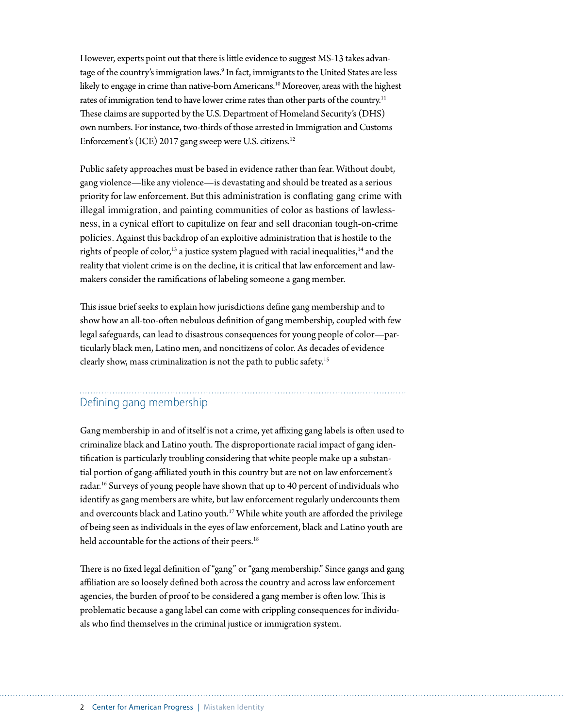However, experts point out that there is little evidence to suggest MS-13 takes advantage of the country's immigration laws.[9] In fact, immigrants to the United States are less likely to engage in crime than native-born Americans.[10] Moreover, areas with the highest rates of immigration tend to have lower crime rates than other parts of the country.[11] These claims are supported by the U.S. Department of Homeland Security's (DHS) own numbers. For instance, two-thirds of those arrested in Immigration and Customs Enforcement's (ICE) 2017 gang sweep were U.S. citizens.[12]

Public safety approaches must be based in evidence rather than fear. Without doubt, gang violence—like any violence—is devastating and should be treated as a serious priority for law enforcement. But this administration is conflating gang crime with illegal immigration, and painting communities of color as bastions of lawlessness, in a cynical effort to capitalize on fear and sell draconian tough-on-crime policies. Against this backdrop of an exploitive administration that is hostile to the rights of people of color,[13] a justice system plagued with racial inequalities,[14] and the reality that violent crime is on the decline, it is critical that law enforcement and lawmakers consider the ramifications of labeling someone a gang member.

This issue brief seeks to explain how jurisdictions define gang membership and to show how an all-too-often nebulous definition of gang membership, coupled with few legal safeguards, can lead to disastrous consequences for young people of color—particularly black men, Latino men, and noncitizens of color. As decades of evidence clearly show, mass criminalization is not the path to public safety.[15]

## Defining gang membership

Gang membership in and of itself is not a crime, yet affixing gang labels is often used to criminalize black and Latino youth. The disproportionate racial impact of gang identification is particularly troubling considering that white people make up a substantial portion of gang-affiliated youth in this country but are not on law enforcement's radar.[16] Surveys of young people have shown that up to 40 percent of individuals who identify as gang members are white, but law enforcement regularly undercounts them and overcounts black and Latino youth.[17] While white youth are afforded the privilege of being seen as individuals in the eyes of law enforcement, black and Latino youth are held accountable for the actions of their peers.[18]

There is no fixed legal definition of "gang" or "gang membership." Since gangs and gang affiliation are so loosely defined both across the country and across law enforcement agencies, the burden of proof to be considered a gang member is often low. This is problematic because a gang label can come with crippling consequences for individuals who find themselves in the criminal justice or immigration system.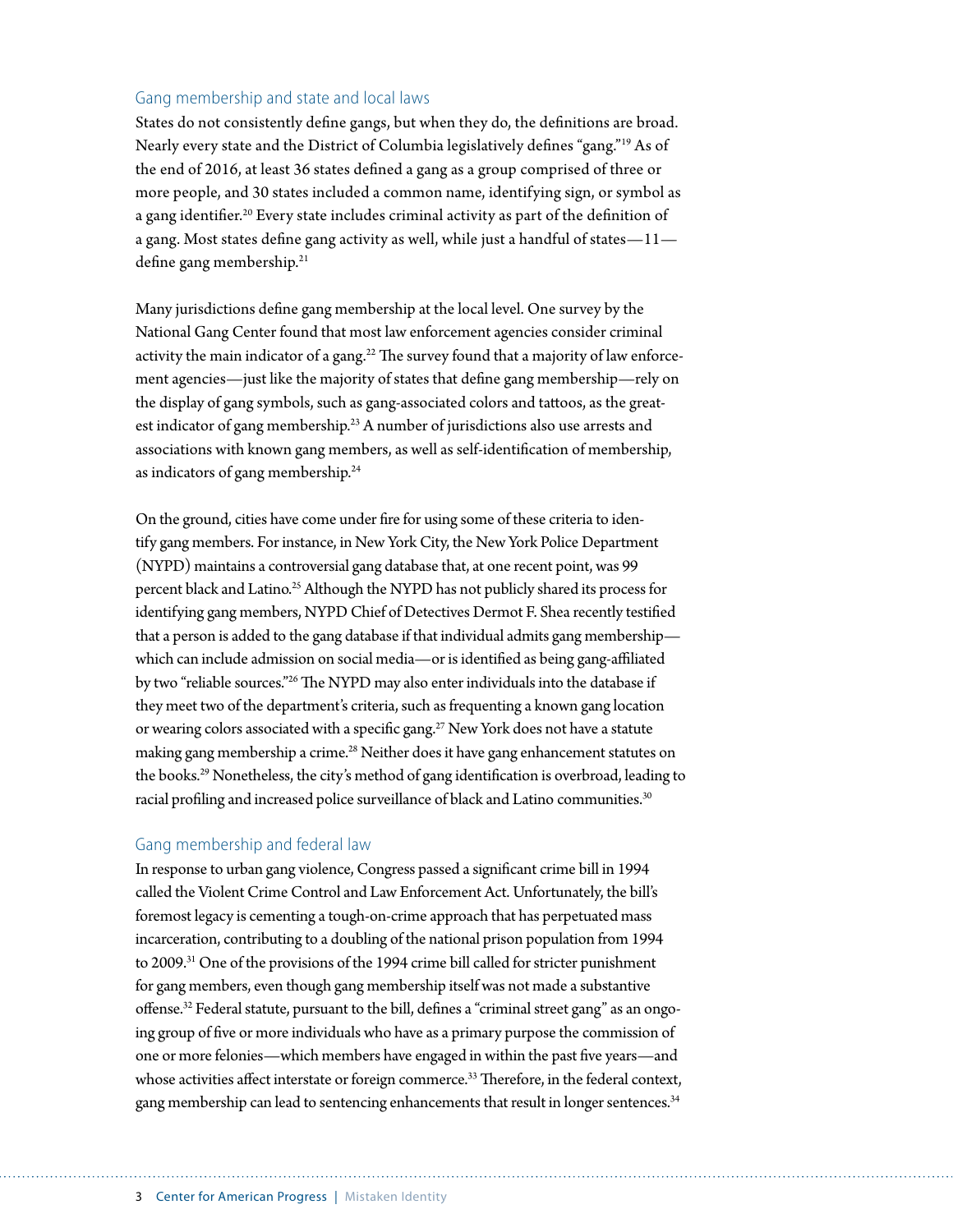## Gang membership and state and local laws

States do not consistently define gangs, but when they do, the definitions are broad. Nearly every state and the District of Columbia legislatively defines "gang."[19] As of the end of 2016, at least 36 states defined a gang as a group comprised of three or more people, and 30 states included a common name, identifying sign, or symbol as a gang identifier.[20] Every state includes criminal activity as part of the definition of a gang. Most states define gang activity as well, while just a handful of states—11—define gang membership.[21]

Many jurisdictions define gang membership at the local level. One survey by the National Gang Center found that most law enforcement agencies consider criminal activity the main indicator of a gang.[22] The survey found that a majority of law enforcement agencies—just like the majority of states that define gang membership—rely on the display of gang symbols, such as gang-associated colors and tattoos, as the greatest indicator of gang membership.[23] A number of jurisdictions also use arrests and associations with known gang members, as well as self-identification of membership, as indicators of gang membership.[24]

On the ground, cities have come under fire for using some of these criteria to identify gang members. For instance, in New York City, the New York Police Department (NYPD) maintains a controversial gang database that, at one recent point, was 99 percent black and Latino.[25] Although the NYPD has not publicly shared its process for identifying gang members, NYPD Chief of Detectives Dermot F. Shea recently testified that a person is added to the gang database if that individual admits gang membership—which can include admission on social media—or is identified as being gang-affiliated by two "reliable sources."[26] The NYPD may also enter individuals into the database if they meet two of the department's criteria, such as frequenting a known gang location or wearing colors associated with a specific gang.[27] New York does not have a statute making gang membership a crime.[28] Neither does it have gang enhancement statutes on the books.[29] Nonetheless, the city's method of gang identification is overbroad, leading to racial profiling and increased police surveillance of black and Latino communities.[30]

## Gang membership and federal law

In response to urban gang violence, Congress passed a significant crime bill in 1994 called the Violent Crime Control and Law Enforcement Act. Unfortunately, the bill's foremost legacy is cementing a tough-on-crime approach that has perpetuated mass incarceration, contributing to a doubling of the national prison population from 1994 to 2009.[31] One of the provisions of the 1994 crime bill called for stricter punishment for gang members, even though gang membership itself was not made a substantive offense.[32] Federal statute, pursuant to the bill, defines a "criminal street gang" as an ongoing group of five or more individuals who have as a primary purpose the commission of one or more felonies—which members have engaged in within the past five years—and whose activities affect interstate or foreign commerce.[33] Therefore, in the federal context, gang membership can lead to sentencing enhancements that result in longer sentences.[34]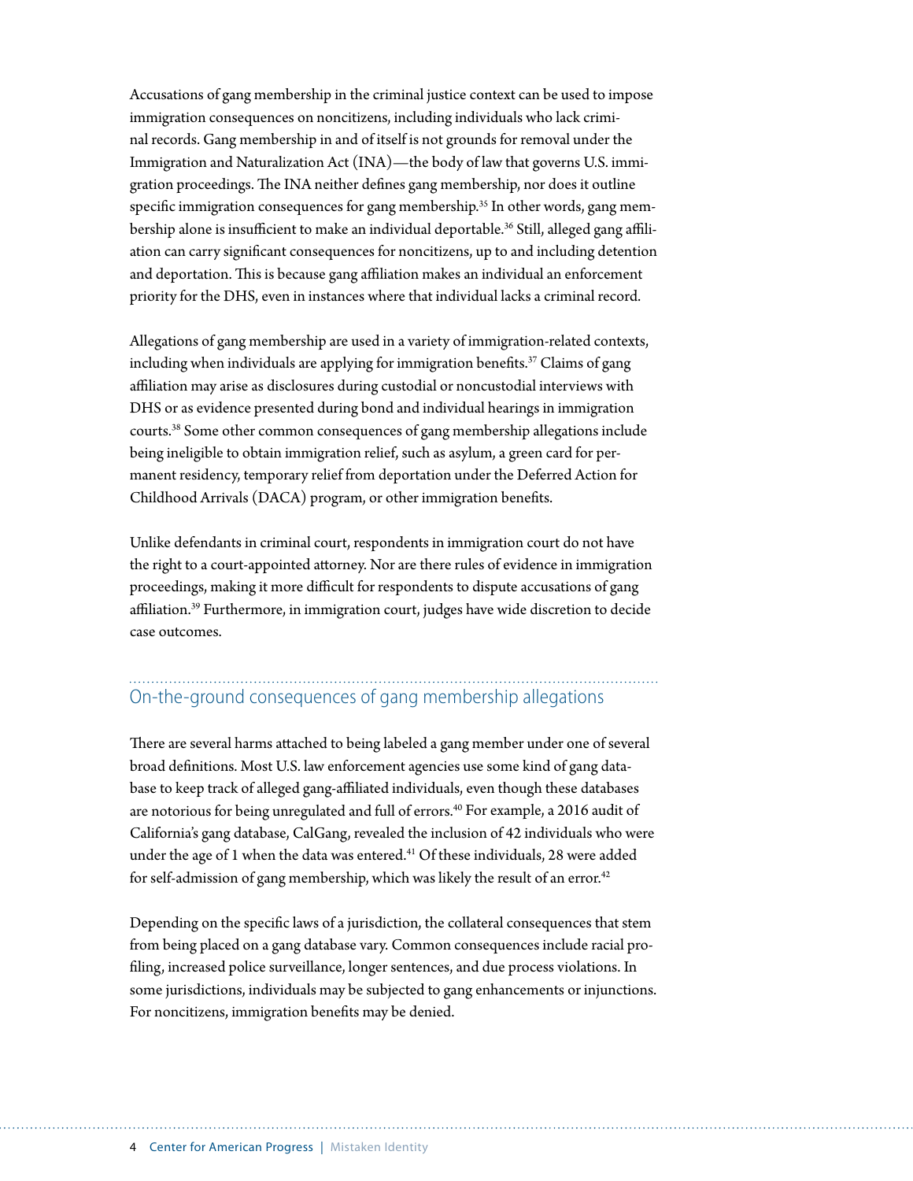Accusations of gang membership in the criminal justice context can be used to impose immigration consequences on noncitizens, including individuals who lack criminal records. Gang membership in and of itself is not grounds for removal under the Immigration and Naturalization Act (INA)—the body of law that governs U.S. immigration proceedings. The INA neither defines gang membership, nor does it outline specific immigration consequences for gang membership.[35] In other words, gang membership alone is insufficient to make an individual deportable.[36] Still, alleged gang affiliation can carry significant consequences for noncitizens, up to and including detention and deportation. This is because gang affiliation makes an individual an enforcement priority for the DHS, even in instances where that individual lacks a criminal record.

Allegations of gang membership are used in a variety of immigration-related contexts, including when individuals are applying for immigration benefits.[37] Claims of gang affiliation may arise as disclosures during custodial or noncustodial interviews with DHS or as evidence presented during bond and individual hearings in immigration courts.[38] Some other common consequences of gang membership allegations include being ineligible to obtain immigration relief, such as asylum, a green card for permanent residency, temporary relief from deportation under the Deferred Action for Childhood Arrivals (DACA) program, or other immigration benefits.

Unlike defendants in criminal court, respondents in immigration court do not have the right to a court-appointed attorney. Nor are there rules of evidence in immigration proceedings, making it more difficult for respondents to dispute accusations of gang affiliation.[39] Furthermore, in immigration court, judges have wide discretion to decide case outcomes.

## On-the-ground consequences of gang membership allegations

There are several harms attached to being labeled a gang member under one of several broad definitions. Most U.S. law enforcement agencies use some kind of gang database to keep track of alleged gang-affiliated individuals, even though these databases are notorious for being unregulated and full of errors.[40] For example, a 2016 audit of California's gang database, CalGang, revealed the inclusion of 42 individuals who were under the age of 1 when the data was entered.[41] Of these individuals, 28 were added for self-admission of gang membership, which was likely the result of an error.[42]

Depending on the specific laws of a jurisdiction, the collateral consequences that stem from being placed on a gang database vary. Common consequences include racial profiling, increased police surveillance, longer sentences, and due process violations. In some jurisdictions, individuals may be subjected to gang enhancements or injunctions. For noncitizens, immigration benefits may be denied.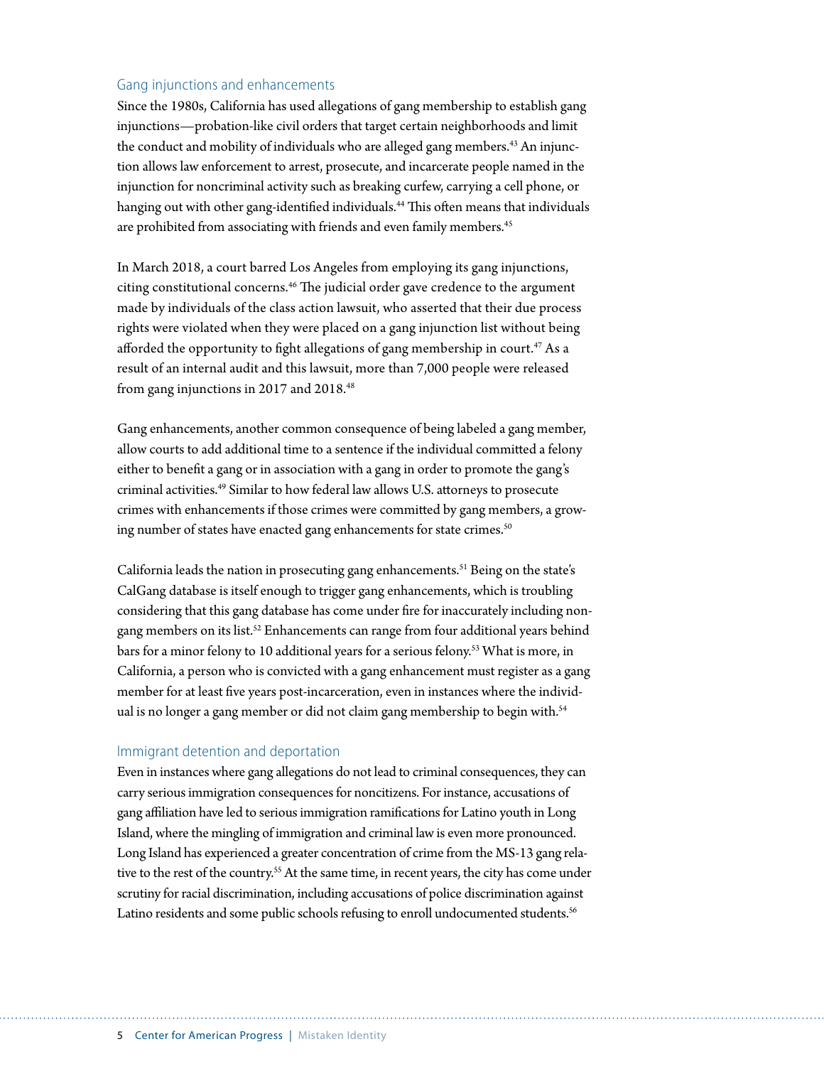## Gang injunctions and enhancements

Since the 1980s, California has used allegations of gang membership to establish gang injunctions—probation-like civil orders that target certain neighborhoods and limit the conduct and mobility of individuals who are alleged gang members.[43] An injunction allows law enforcement to arrest, prosecute, and incarcerate people named in the injunction for noncriminal activity such as breaking curfew, carrying a cell phone, or hanging out with other gang-identified individuals.[44] This often means that individuals are prohibited from associating with friends and even family members.[45]

In March 2018, a court barred Los Angeles from employing its gang injunctions, citing constitutional concerns.[46] The judicial order gave credence to the argument made by individuals of the class action lawsuit, who asserted that their due process rights were violated when they were placed on a gang injunction list without being afforded the opportunity to fight allegations of gang membership in court.[47] As a result of an internal audit and this lawsuit, more than 7,000 people were released from gang injunctions in 2017 and 2018.[48]

Gang enhancements, another common consequence of being labeled a gang member, allow courts to add additional time to a sentence if the individual committed a felony either to benefit a gang or in association with a gang in order to promote the gang's criminal activities.[49] Similar to how federal law allows U.S. attorneys to prosecute crimes with enhancements if those crimes were committed by gang members, a growing number of states have enacted gang enhancements for state crimes.[50]

California leads the nation in prosecuting gang enhancements.[51] Being on the state's CalGang database is itself enough to trigger gang enhancements, which is troubling considering that this gang database has come under fire for inaccurately including non-gang members on its list.[52] Enhancements can range from four additional years behind bars for a minor felony to 10 additional years for a serious felony.[53] What is more, in California, a person who is convicted with a gang enhancement must register as a gang member for at least five years post-incarceration, even in instances where the individual is no longer a gang member or did not claim gang membership to begin with.[54]

## Immigrant detention and deportation

Even in instances where gang allegations do not lead to criminal consequences, they can carry serious immigration consequences for noncitizens. For instance, accusations of gang affiliation have led to serious immigration ramifications for Latino youth in Long Island, where the mingling of immigration and criminal law is even more pronounced. Long Island has experienced a greater concentration of crime from the MS-13 gang relative to the rest of the country.[55] At the same time, in recent years, the city has come under scrutiny for racial discrimination, including accusations of police discrimination against Latino residents and some public schools refusing to enroll undocumented students.[56]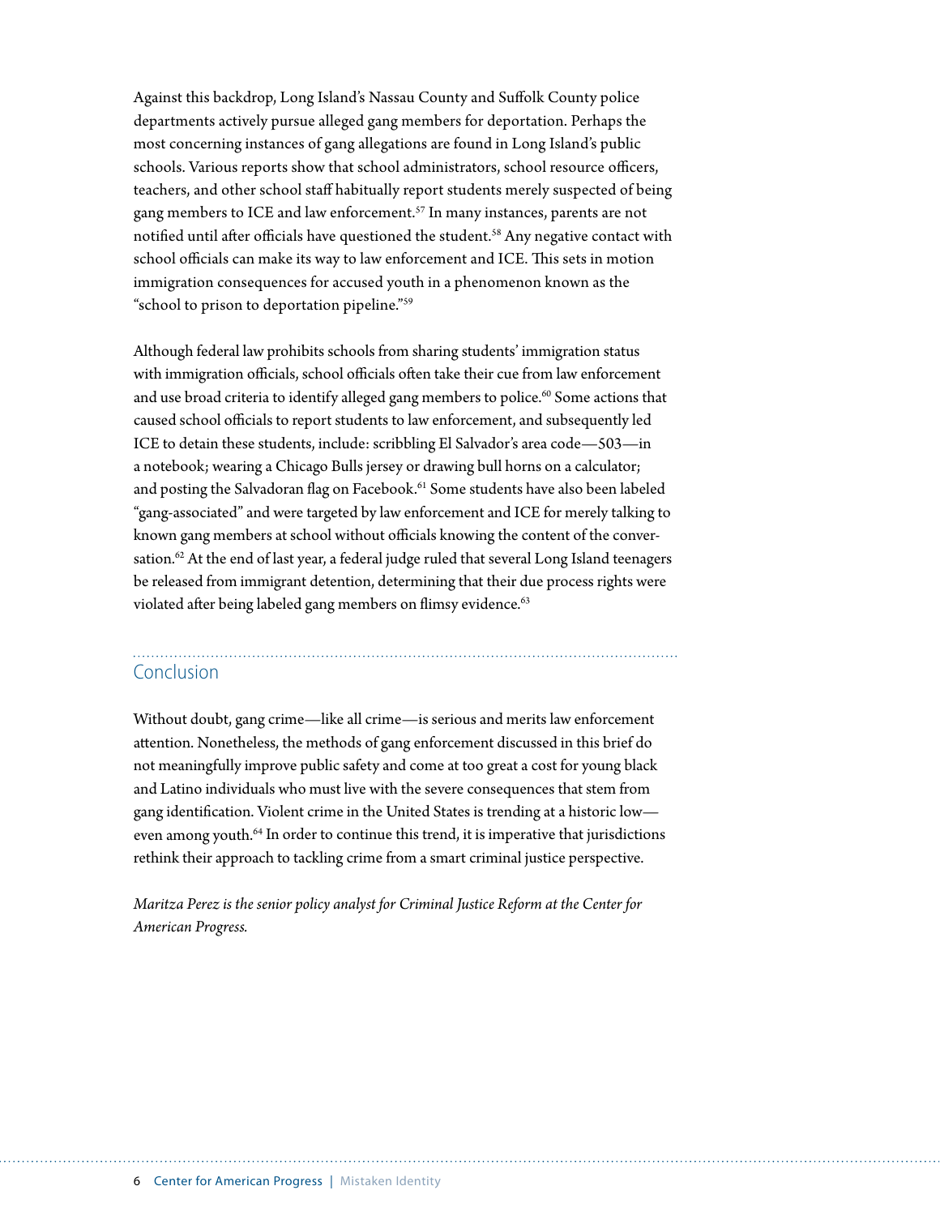Against this backdrop, Long Island's Nassau County and Suffolk County police departments actively pursue alleged gang members for deportation. Perhaps the most concerning instances of gang allegations are found in Long Island's public schools. Various reports show that school administrators, school resource officers, teachers, and other school staff habitually report students merely suspected of being gang members to ICE and law enforcement.[57] In many instances, parents are not notified until after officials have questioned the student.[58] Any negative contact with school officials can make its way to law enforcement and ICE. This sets in motion immigration consequences for accused youth in a phenomenon known as the "school to prison to deportation pipeline."[59]

Although federal law prohibits schools from sharing students' immigration status with immigration officials, school officials often take their cue from law enforcement and use broad criteria to identify alleged gang members to police.[60] Some actions that caused school officials to report students to law enforcement, and subsequently led ICE to detain these students, include: scribbling El Salvador's area code—503—in a notebook; wearing a Chicago Bulls jersey or drawing bull horns on a calculator; and posting the Salvadoran flag on Facebook.[61] Some students have also been labeled "gang-associated" and were targeted by law enforcement and ICE for merely talking to known gang members at school without officials knowing the content of the conversation.[62] At the end of last year, a federal judge ruled that several Long Island teenagers be released from immigrant detention, determining that their due process rights were violated after being labeled gang members on flimsy evidence.[63]

## Conclusion

Without doubt, gang crime—like all crime—is serious and merits law enforcement attention. Nonetheless, the methods of gang enforcement discussed in this brief do not meaningfully improve public safety and come at too great a cost for young black and Latino individuals who must live with the severe consequences that stem from gang identification. Violent crime in the United States is trending at a historic low—even among youth.[64] In order to continue this trend, it is imperative that jurisdictions rethink their approach to tackling crime from a smart criminal justice perspective.

*Maritza Perez is the senior policy analyst for Criminal Justice Reform at the Center for American Progress.*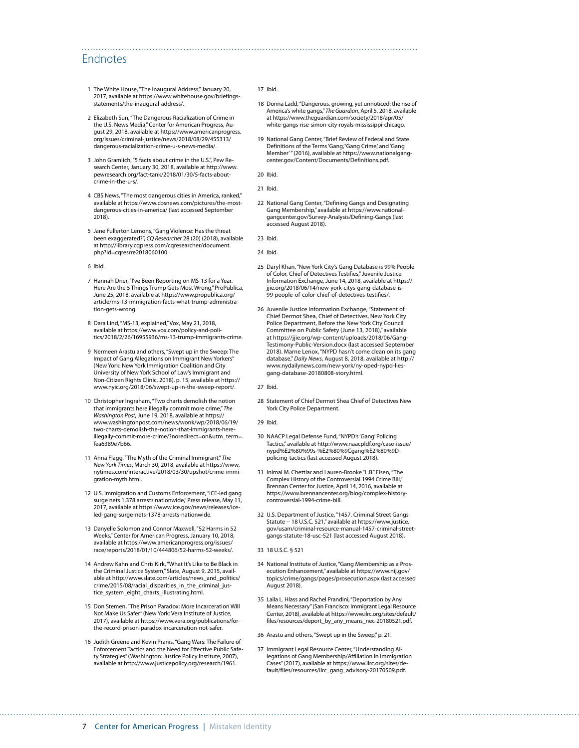## Endnotes

1 The White House, "The Inaugural Address," January 20, 2017, available at https://www.whitehouse.gov/briefings-statements/the-inaugural-address/.

2 Elizabeth Sun, "The Dangerous Racialization of Crime in the U.S. News Media," Center for American Progress, August 29, 2018, available at https://www.americanprogress.org/issues/criminal-justice/news/2018/08/29/455313/dangerous-racialization-crime-u-s-news-media/.

3 John Gramlich, "5 facts about crime in the U.S.", Pew Research Center, January 30, 2018, available at http://www.pewresearch.org/fact-tank/2018/01/30/5-facts-about-crime-in-the-u-s/.

4 CBS News, "The most dangerous cities in America, ranked," available at https://www.cbsnews.com/pictures/the-most-dangerous-cities-in-america/ (last accessed September 2018).

5 Jane Fullerton Lemons, "Gang Violence: Has the threat been exaggerated?", *CQ Researcher* 28 (20) (2018), available at http://library.cqpress.com/cqresearcher/document.php?id=cqresrre2018060100.

6 Ibid.

7 Hannah Drier, "I've Been Reporting on MS-13 for a Year. Here Are the 5 Things Trump Gets Most Wrong," ProPublica, June 25, 2018, available at https://www.propublica.org/article/ms-13-immigration-facts-what-trump-administration-gets-wrong.

8 Dara Lind, "MS-13, explained," Vox, May 21, 2018, available at https://www.vox.com/policy-and-politics/2018/2/26/16955936/ms-13-trump-immigrants-crime.

9 Nermeen Arastu and others, "Swept up in the Sweep: The Impact of Gang Allegations on Immigrant New Yorkers" (New York: New York Immigration Coalition and City University of New York School of Law's Immigrant and Non-Citizen Rights Clinic, 2018), p. 15, available at https://www.nyic.org/2018/06/swept-up-in-the-sweep-report/.

10 Christopher Ingraham, "Two charts demolish the notion that immigrants here illegally commit more crime," *The Washington Post*, June 19, 2018, available at https://www.washingtonpost.com/news/wonk/wp/2018/06/19/two-charts-demolish-the-notion-that-immigrants-here-illegally-commit-more-crime/?noredirect=on&utm_term=.fea6389e7b66.

11 Anna Flagg, "The Myth of the Criminal Immigrant," *The New York Times*, March 30, 2018, available at https://www.nytimes.com/interactive/2018/03/30/upshot/crime-immigration-myth.html.

12 U.S. Immigration and Customs Enforcement, "ICE-led gang surge nets 1,378 arrests nationwide," Press release, May 11, 2017, available at https://www.ice.gov/news/releases/ice-led-gang-surge-nets-1378-arrests-nationwide.

13 Danyelle Solomon and Connor Maxwell, "52 Harms in 52 Weeks," Center for American Progress, January 10, 2018, available at https://www.americanprogress.org/issues/race/reports/2018/01/10/444806/52-harms-52-weeks/.

14 Andrew Kahn and Chris Kirk, "What It's Like to Be Black in the Criminal Justice System," Slate, August 9, 2015, available at http://www.slate.com/articles/news_and_politics/crime/2015/08/racial_disparities_in_the_criminal_justice_system_eight_charts_illustrating.html.

15 Don Stemen, "The Prison Paradox: More Incarceration Will Not Make Us Safer" (New York: Vera Institute of Justice, 2017), available at https://www.vera.org/publications/for-the-record-prison-paradox-incarceration-not-safer.

16 Judith Greene and Kevin Pranis, "Gang Wars: The Failure of Enforcement Tactics and the Need for Effective Public Safety Strategies" (Washington: Justice Policy Institute, 2007), available at http://www.justicepolicy.org/research/1961.

17 Ibid.

18 Donna Ladd, "Dangerous, growing, yet unnoticed: the rise of America's white gangs," *The Guardian*, April 5, 2018, available at https://www.theguardian.com/society/2018/apr/05/white-gangs-rise-simon-city-royals-mississippi-chicago.

19 National Gang Center, "Brief Review of Federal and State Definitions of the Terms 'Gang,' 'Gang Crime,' and 'Gang Member' " (2016), available at https://www.nationalgangcenter.gov/Content/Documents/Definitions.pdf.

20 Ibid.

21 Ibid.

22 National Gang Center, "Defining Gangs and Designating Gang Membership," available at https://www.nationalgangcenter.gov/Survey-Analysis/Defining-Gangs (last accessed August 2018).

23 Ibid.

24 Ibid.

25 Daryl Khan, "New York City's Gang Database is 99% People of Color, Chief of Detectives Testifies," Juvenile Justice Information Exchange, June 14, 2018, available at https://jjie.org/2018/06/14/new-york-citys-gang-database-is-99-people-of-color-chief-of-detectives-testifies/.

26 Juvenile Justice Information Exchange, "Statement of Chief Dermot Shea, Chief of Detectives, New York City Police Department, Before the New York City Council Committee on Public Safety (June 13, 2018)," available at https://jjie.org/wp-content/uploads/2018/06/Gang-Testimony-Public-Version.docx (last accessed September 2018). Marne Lenox, "NYPD hasn't come clean on its gang database," *Daily News*, August 8, 2018, available at http://www.nydailynews.com/new-york/ny-oped-nypd-lies-gang-database-20180808-story.html.

27 Ibid.

28 Statement of Chief Dermot Shea Chief of Detectives New York City Police Department.

29 Ibid.

30 NAACP Legal Defense Fund, "NYPD's 'Gang' Policing Tactics," available at http://www.naacpldf.org/case-issue/nypd%E2%80%99s-%E2%80%9Cgang%E2%80%9D-policing-tactics (last accessed August 2018).

31 Inimai M. Chettiar and Lauren-Brooke "L.B." Eisen, "The Complex History of the Controversial 1994 Crime Bill," Brennan Center for Justice, April 14, 2016, available at https://www.brennancenter.org/blog/complex-history-controversial-1994-crime-bill.

32 U.S. Department of Justice, "1457. Criminal Street Gangs Statute -- 18 U.S.C. 521," available at https://www.justice.gov/usam/criminal-resource-manual-1457-criminal-street-gangs-statute-18-usc-521 (last accessed August 2018).

33 18 U.S.C. § 521

34 National Institute of Justice, "Gang Membership as a Prosecution Enhancement," available at https://www.nij.gov/topics/crime/gangs/pages/prosecution.aspx (last accessed August 2018).

35 Laila L. Hlass and Rachel Prandini, "Deportation by Any Means Necessary" (San Francisco: Immigrant Legal Resource Center, 2018), available at https://www.ilrc.org/sites/default/files/resources/deport_by_any_means_nec-20180521.pdf.

36 Arastu and others, "Swept up in the Sweep," p. 21.

37 Immigrant Legal Resource Center, "Understanding Allegations of Gang Membership/Affiliation in Immigration Cases" (2017), available at https://www.ilrc.org/sites/default/files/resources/ilrc_gang_advisory-20170509.pdf.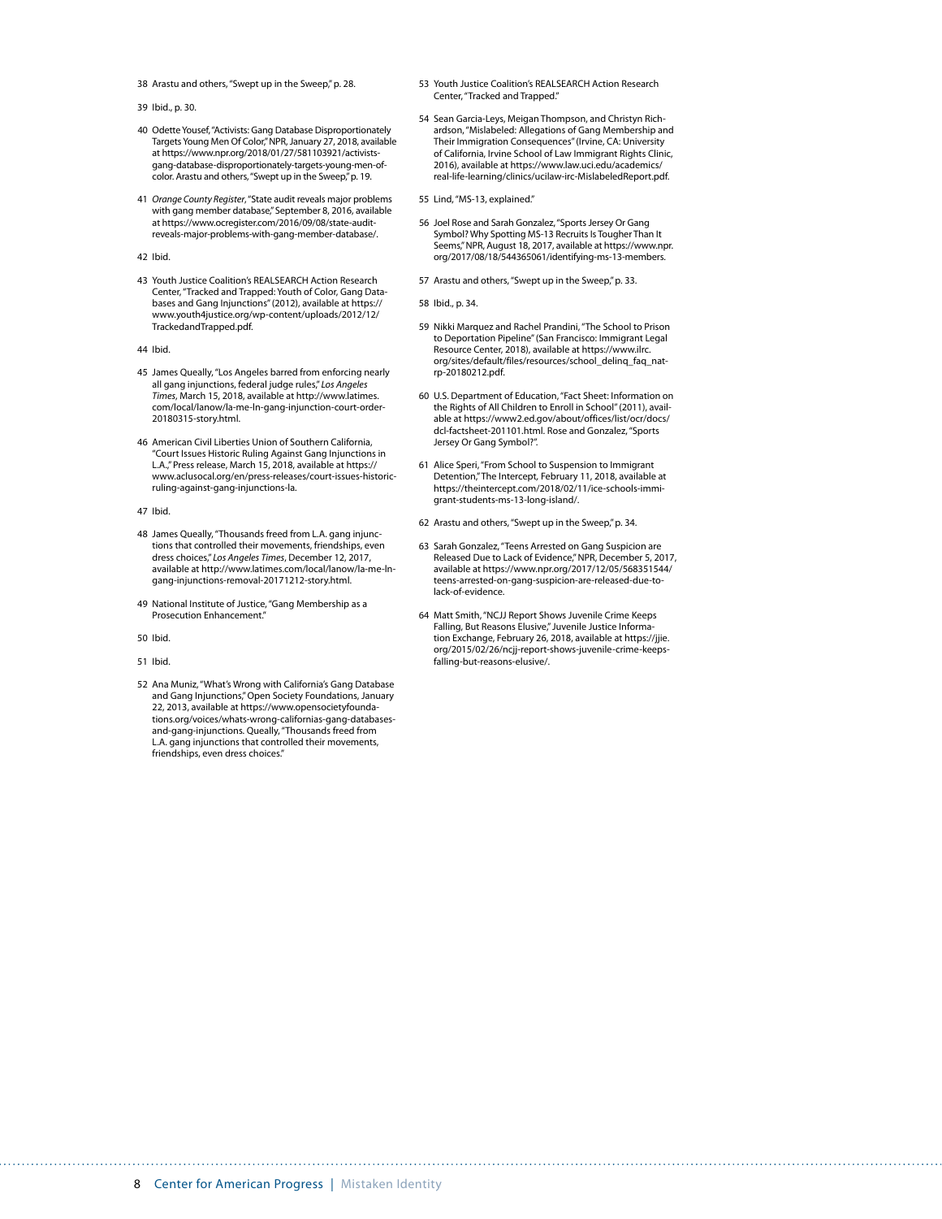38 Arastu and others, "Swept up in the Sweep," p. 28.

39 Ibid., p. 30.

40 Odette Yousef, "Activists: Gang Database Disproportionately Targets Young Men Of Color," NPR, January 27, 2018, available at https://www.npr.org/2018/01/27/581103921/activists-gang-database-disproportionately-targets-young-men-of-color. Arastu and others, "Swept up in the Sweep," p. 19.

41 *Orange County Register*, "State audit reveals major problems with gang member database," September 8, 2016, available at https://www.ocregister.com/2016/09/08/state-audit-reveals-major-problems-with-gang-member-database/.

42 Ibid.

43 Youth Justice Coalition's REALSEARCH Action Research Center, "Tracked and Trapped: Youth of Color, Gang Databases and Gang Injunctions" (2012), available at https://www.youth4justice.org/wp-content/uploads/2012/12/TrackedandTrapped.pdf.

44 Ibid.

45 James Queally, "Los Angeles barred from enforcing nearly all gang injunctions, federal judge rules," *Los Angeles Times*, March 15, 2018, available at http://www.latimes.com/local/lanow/la-me-ln-gang-injunction-court-order-20180315-story.html.

46 American Civil Liberties Union of Southern California, "Court Issues Historic Ruling Against Gang Injunctions in L.A.," Press release, March 15, 2018, available at https://www.aclusocal.org/en/press-releases/court-issues-historic-ruling-against-gang-injunctions-la.

47 Ibid.

48 James Queally, "Thousands freed from L.A. gang injunctions that controlled their movements, friendships, even dress choices," *Los Angeles Times*, December 12, 2017, available at http://www.latimes.com/local/lanow/la-me-ln-gang-injunctions-removal-20171212-story.html.

49 National Institute of Justice, "Gang Membership as a Prosecution Enhancement."

50 Ibid.

51 Ibid.

52 Ana Muniz, "What's Wrong with California's Gang Database and Gang Injunctions," Open Society Foundations, January 22, 2013, available at https://www.opensocietyfoundations.org/voices/whats-wrong-californias-gang-databases-and-gang-injunctions. Queally, "Thousands freed from L.A. gang injunctions that controlled their movements, friendships, even dress choices."

53 Youth Justice Coalition's REALSEARCH Action Research Center, "Tracked and Trapped."

54 Sean Garcia-Leys, Meigan Thompson, and Christyn Richardson, "Mislabeled: Allegations of Gang Membership and Their Immigration Consequences" (Irvine, CA: University of California, Irvine School of Law Immigrant Rights Clinic, 2016), available at https://www.law.uci.edu/academics/real-life-learning/clinics/ucilaw-irc-MislabeledReport.pdf.

55 Lind, "MS-13, explained."

56 Joel Rose and Sarah Gonzalez, "Sports Jersey Or Gang Symbol? Why Spotting MS-13 Recruits Is Tougher Than It Seems," NPR, August 18, 2017, available at https://www.npr.org/2017/08/18/544365061/identifying-ms-13-members.

57 Arastu and others, "Swept up in the Sweep," p. 33.

58 Ibid., p. 34.

59 Nikki Marquez and Rachel Prandini, "The School to Prison to Deportation Pipeline" (San Francisco: Immigrant Legal Resource Center, 2018), available at https://www.ilrc.org/sites/default/files/resources/school_delinq_faq_nat-rp-20180212.pdf.

60 U.S. Department of Education, "Fact Sheet: Information on the Rights of All Children to Enroll in School" (2011), available at https://www2.ed.gov/about/offices/list/ocr/docs/dcl-factsheet-201101.html. Rose and Gonzalez, "Sports Jersey Or Gang Symbol?".

61 Alice Speri, "From School to Suspension to Immigrant Detention," The Intercept, February 11, 2018, available at https://theintercept.com/2018/02/11/ice-schools-immigrant-students-ms-13-long-island/.

62 Arastu and others, "Swept up in the Sweep," p. 34.

63 Sarah Gonzalez, "Teens Arrested on Gang Suspicion are Released Due to Lack of Evidence," NPR, December 5, 2017, available at https://www.npr.org/2017/12/05/568351544/teens-arrested-on-gang-suspicion-are-released-due-to-lack-of-evidence.

64 Matt Smith, "NCJJ Report Shows Juvenile Crime Keeps Falling, But Reasons Elusive," Juvenile Justice Information Exchange, February 26, 2018, available at https://jjie.org/2015/02/26/ncjj-report-shows-juvenile-crime-keeps-falling-but-reasons-elusive/.